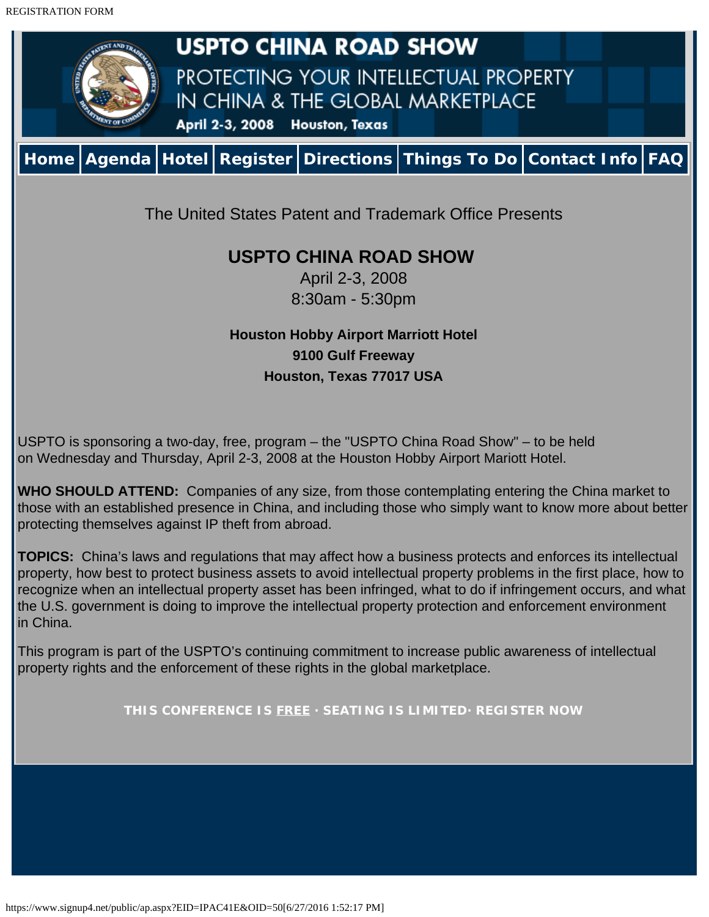# USPTO CHINA ROAD SHOW

PROTECTING YOUR INTELLECTUAL PROPERTY IN CHINA & THE GLOBAL MARKETPLACE

April 2-3, 2008 Houston, Texas

Home | Agenda | Hotel | Register | Directions | Things To Do | Contact Info | FAQ

The United States Patent and Trademark Office Presents

## USPTO CHINA ROAD SHOW

April 2-3, 2008
8:30am - 5:30pm

**Houston Hobby Airport Marriott Hotel**
**9100 Gulf Freeway**
**Houston, Texas 77017 USA**

USPTO is sponsoring a two-day, free, program – the "USPTO China Road Show" – to be held on Wednesday and Thursday, April 2-3, 2008 at the Houston Hobby Airport Mariott Hotel.

**WHO SHOULD ATTEND:** Companies of any size, from those contemplating entering the China market to those with an established presence in China, and including those who simply want to know more about better protecting themselves against IP theft from abroad.

**TOPICS:** China's laws and regulations that may affect how a business protects and enforces its intellectual property, how best to protect business assets to avoid intellectual property problems in the first place, how to recognize when an intellectual property asset has been infringed, what to do if infringement occurs, and what the U.S. government is doing to improve the intellectual property protection and enforcement environment in China.

This program is part of the USPTO's continuing commitment to increase public awareness of intellectual property rights and the enforcement of these rights in the global marketplace.

**THIS CONFERENCE IS FREE · SEATING IS LIMITED· REGISTER NOW**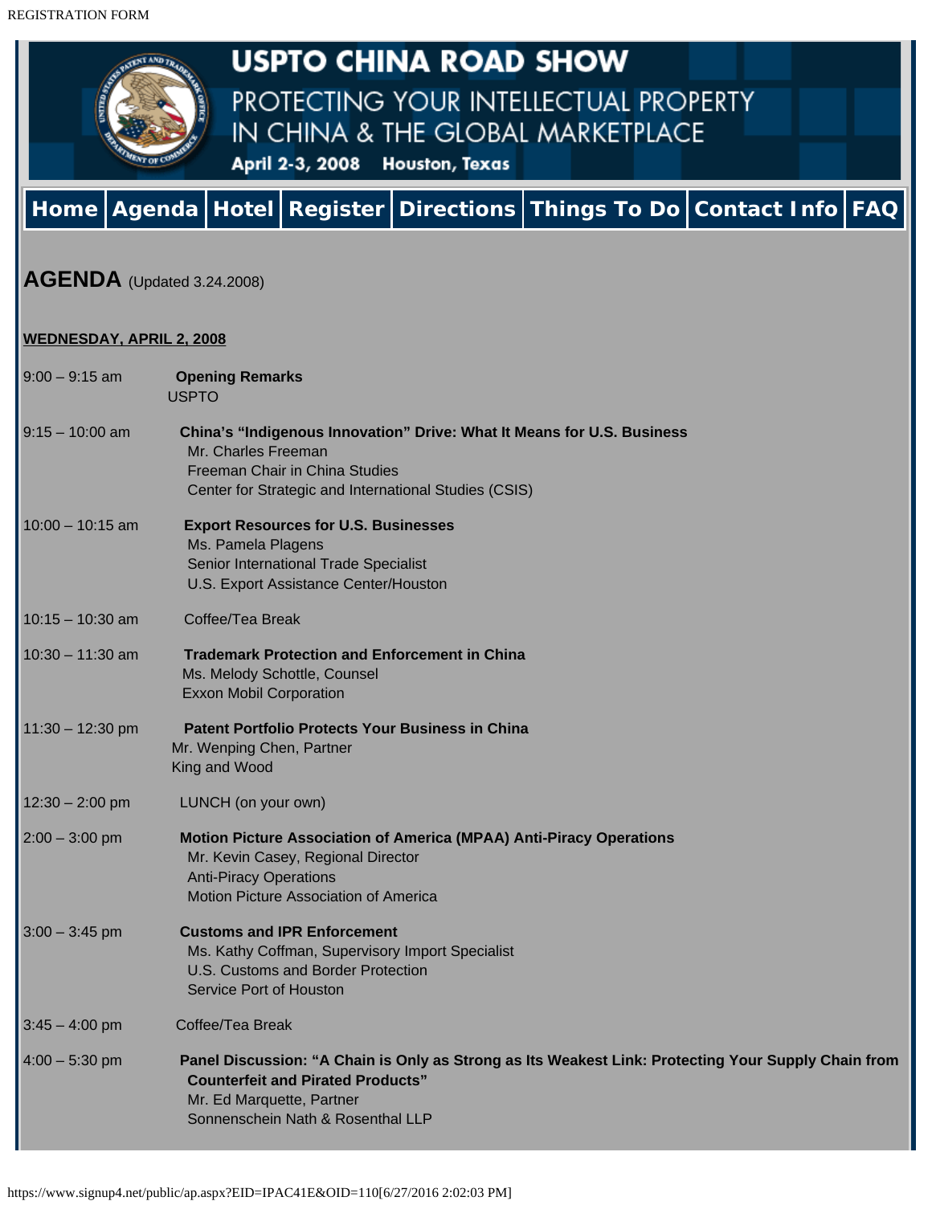# USPTO CHINA ROAD SHOW

PROTECTING YOUR INTELLECTUAL PROPERTY IN CHINA & THE GLOBAL MARKETPLACE

April 2-3, 2008 Houston, Texas

Home | Agenda | Hotel | Register | Directions | Things To Do | Contact Info | FAQ

## AGENDA (Updated 3.24.2008)

**WEDNESDAY, APRIL 2, 2008**

9:00 – 9:15 am **Opening Remarks**
USPTO

9:15 – 10:00 am **China's "Indigenous Innovation" Drive: What It Means for U.S. Business**
Mr. Charles Freeman
Freeman Chair in China Studies
Center for Strategic and International Studies (CSIS)

10:00 – 10:15 am **Export Resources for U.S. Businesses**
Ms. Pamela Plagens
Senior International Trade Specialist
U.S. Export Assistance Center/Houston

10:15 – 10:30 am Coffee/Tea Break

10:30 – 11:30 am **Trademark Protection and Enforcement in China**
Ms. Melody Schottle, Counsel
Exxon Mobil Corporation

11:30 – 12:30 pm **Patent Portfolio Protects Your Business in China**
Mr. Wenping Chen, Partner
King and Wood

12:30 – 2:00 pm LUNCH (on your own)

2:00 – 3:00 pm **Motion Picture Association of America (MPAA) Anti-Piracy Operations**
Mr. Kevin Casey, Regional Director
Anti-Piracy Operations
Motion Picture Association of America

3:00 – 3:45 pm **Customs and IPR Enforcement**
Ms. Kathy Coffman, Supervisory Import Specialist
U.S. Customs and Border Protection
Service Port of Houston

3:45 – 4:00 pm Coffee/Tea Break

4:00 – 5:30 pm **Panel Discussion: "A Chain is Only as Strong as Its Weakest Link: Protecting Your Supply Chain from Counterfeit and Pirated Products"**
Mr. Ed Marquette, Partner
Sonnenschein Nath & Rosenthal LLP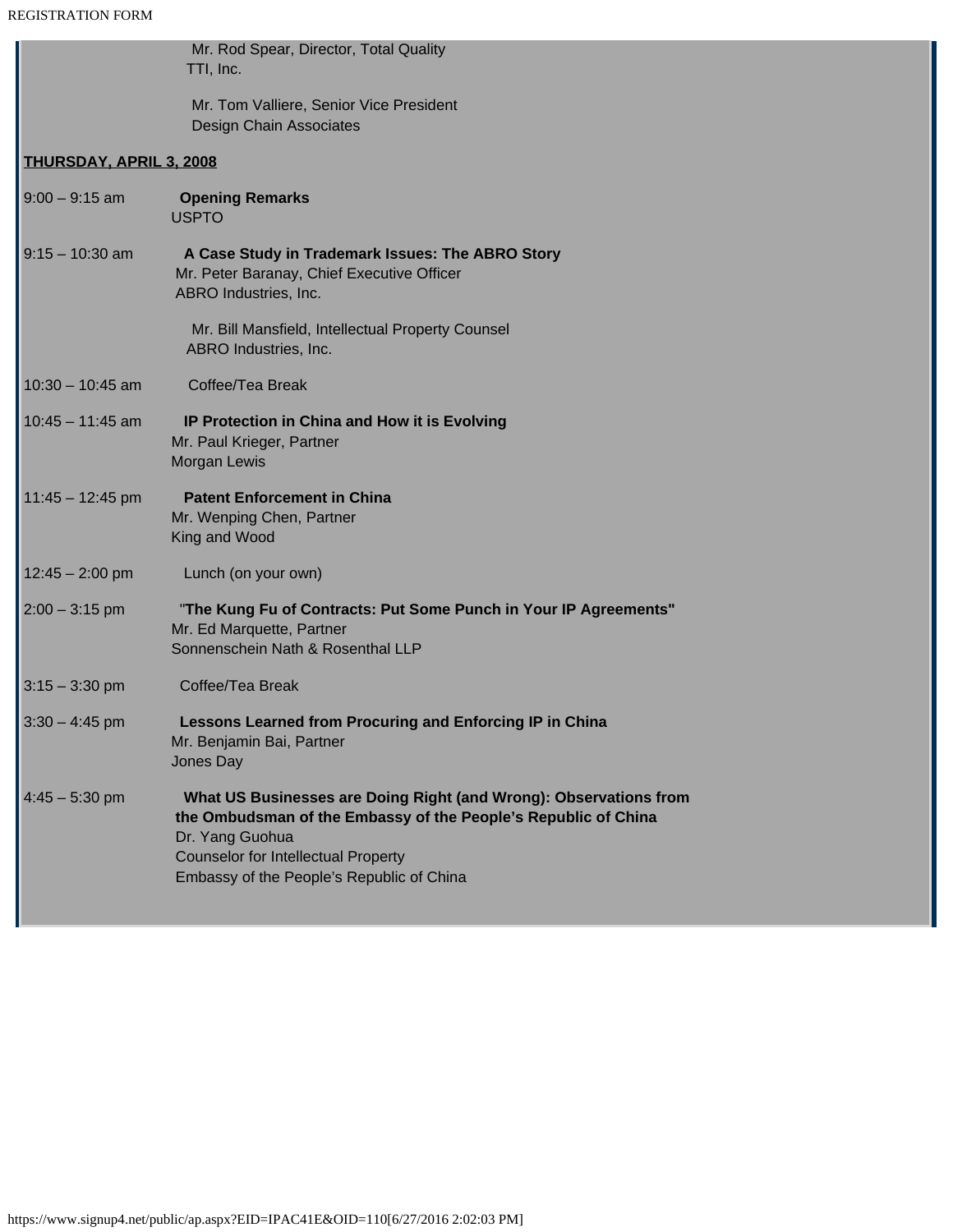Mr. Rod Spear, Director, Total Quality
TTI, Inc.

Mr. Tom Valliere, Senior Vice President
Design Chain Associates

**THURSDAY, APRIL 3, 2008**

9:00 – 9:15 am **Opening Remarks**
USPTO

9:15 – 10:30 am **A Case Study in Trademark Issues: The ABRO Story**
Mr. Peter Baranay, Chief Executive Officer
ABRO Industries, Inc.

Mr. Bill Mansfield, Intellectual Property Counsel
ABRO Industries, Inc.

10:30 – 10:45 am Coffee/Tea Break

10:45 – 11:45 am **IP Protection in China and How it is Evolving**
Mr. Paul Krieger, Partner
Morgan Lewis

11:45 – 12:45 pm **Patent Enforcement in China**
Mr. Wenping Chen, Partner
King and Wood

12:45 – 2:00 pm Lunch (on your own)

2:00 – 3:15 pm "**The Kung Fu of Contracts: Put Some Punch in Your IP Agreements"**
Mr. Ed Marquette, Partner
Sonnenschein Nath & Rosenthal LLP

3:15 – 3:30 pm Coffee/Tea Break

3:30 – 4:45 pm **Lessons Learned from Procuring and Enforcing IP in China**
Mr. Benjamin Bai, Partner
Jones Day

4:45 – 5:30 pm **What US Businesses are Doing Right (and Wrong): Observations from the Ombudsman of the Embassy of the People's Republic of China**
Dr. Yang Guohua
Counselor for Intellectual Property
Embassy of the People's Republic of China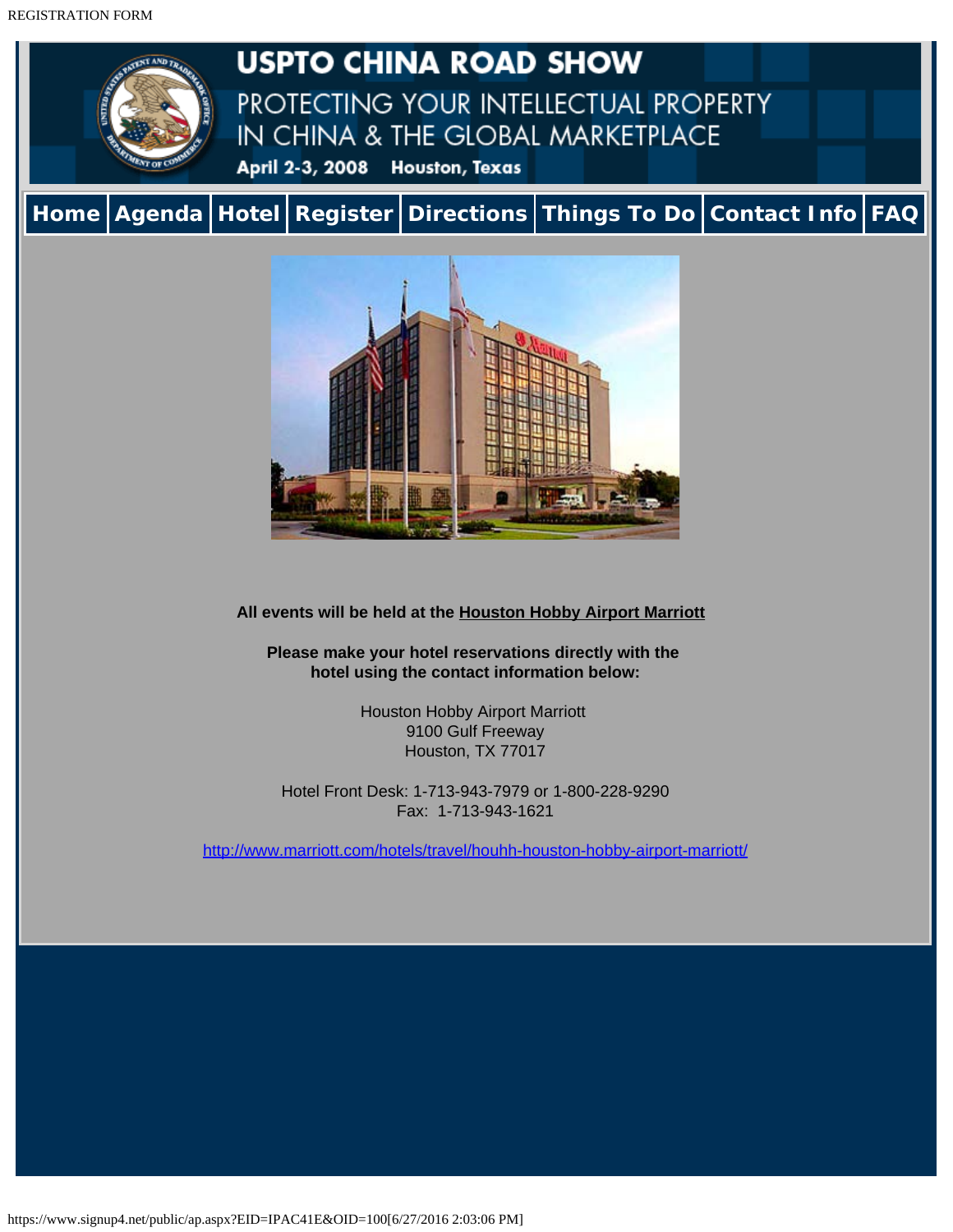# USPTO CHINA ROAD SHOW

## PROTECTING YOUR INTELLECTUAL PROPERTY IN CHINA & THE GLOBAL MARKETPLACE

April 2-3, 2008 Houston, Texas

Home | Agenda | Hotel | Register | Directions | Things To Do | Contact Info | FAQ

**All events will be held at the Houston Hobby Airport Marriott**

**Please make your hotel reservations directly with the hotel using the contact information below:**

Houston Hobby Airport Marriott
9100 Gulf Freeway
Houston, TX 77017

Hotel Front Desk: 1-713-943-7979 or 1-800-228-9290
Fax: 1-713-943-1621

http://www.marriott.com/hotels/travel/houhh-houston-hobby-airport-marriott/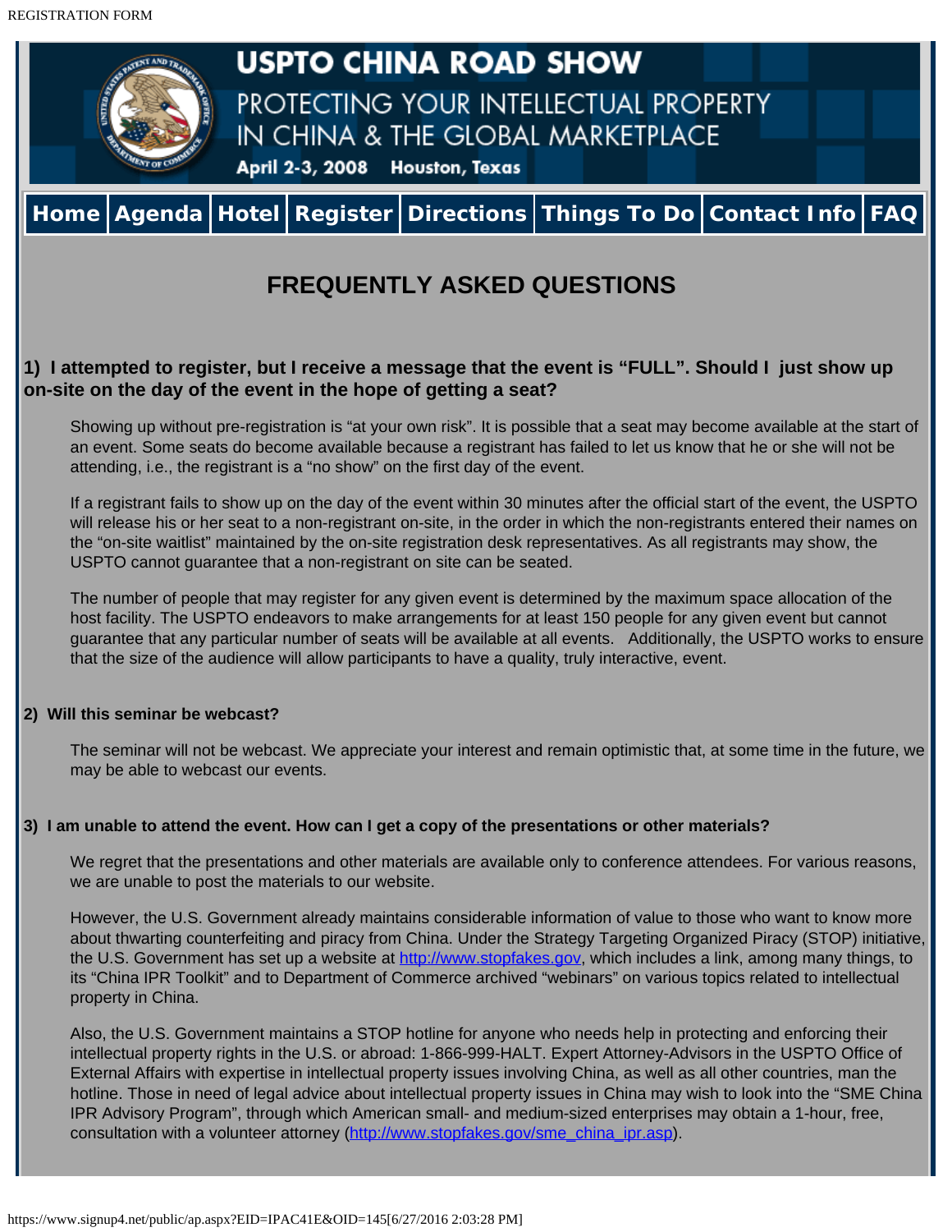# USPTO CHINA ROAD SHOW

## PROTECTING YOUR INTELLECTUAL PROPERTY IN CHINA & THE GLOBAL MARKETPLACE

April 2-3, 2008 Houston, Texas

Home | Agenda | Hotel | Register | Directions | Things To Do | Contact Info | FAQ

## FREQUENTLY ASKED QUESTIONS

**1) I attempted to register, but I receive a message that the event is "FULL". Should I just show up on-site on the day of the event in the hope of getting a seat?**

Showing up without pre-registration is "at your own risk". It is possible that a seat may become available at the start of an event. Some seats do become available because a registrant has failed to let us know that he or she will not be attending, i.e., the registrant is a "no show" on the first day of the event.

If a registrant fails to show up on the day of the event within 30 minutes after the official start of the event, the USPTO will release his or her seat to a non-registrant on-site, in the order in which the non-registrants entered their names on the "on-site waitlist" maintained by the on-site registration desk representatives. As all registrants may show, the USPTO cannot guarantee that a non-registrant on site can be seated.

The number of people that may register for any given event is determined by the maximum space allocation of the host facility. The USPTO endeavors to make arrangements for at least 150 people for any given event but cannot guarantee that any particular number of seats will be available at all events. Additionally, the USPTO works to ensure that the size of the audience will allow participants to have a quality, truly interactive, event.

**2) Will this seminar be webcast?**

The seminar will not be webcast. We appreciate your interest and remain optimistic that, at some time in the future, we may be able to webcast our events.

**3) I am unable to attend the event. How can I get a copy of the presentations or other materials?**

We regret that the presentations and other materials are available only to conference attendees. For various reasons, we are unable to post the materials to our website.

However, the U.S. Government already maintains considerable information of value to those who want to know more about thwarting counterfeiting and piracy from China. Under the Strategy Targeting Organized Piracy (STOP) initiative, the U.S. Government has set up a website at http://www.stopfakes.gov, which includes a link, among many things, to its "China IPR Toolkit" and to Department of Commerce archived "webinars" on various topics related to intellectual property in China.

Also, the U.S. Government maintains a STOP hotline for anyone who needs help in protecting and enforcing their intellectual property rights in the U.S. or abroad: 1-866-999-HALT. Expert Attorney-Advisors in the USPTO Office of External Affairs with expertise in intellectual property issues involving China, as well as all other countries, man the hotline. Those in need of legal advice about intellectual property issues in China may wish to look into the "SME China IPR Advisory Program", through which American small- and medium-sized enterprises may obtain a 1-hour, free, consultation with a volunteer attorney (http://www.stopfakes.gov/sme_china_ipr.asp).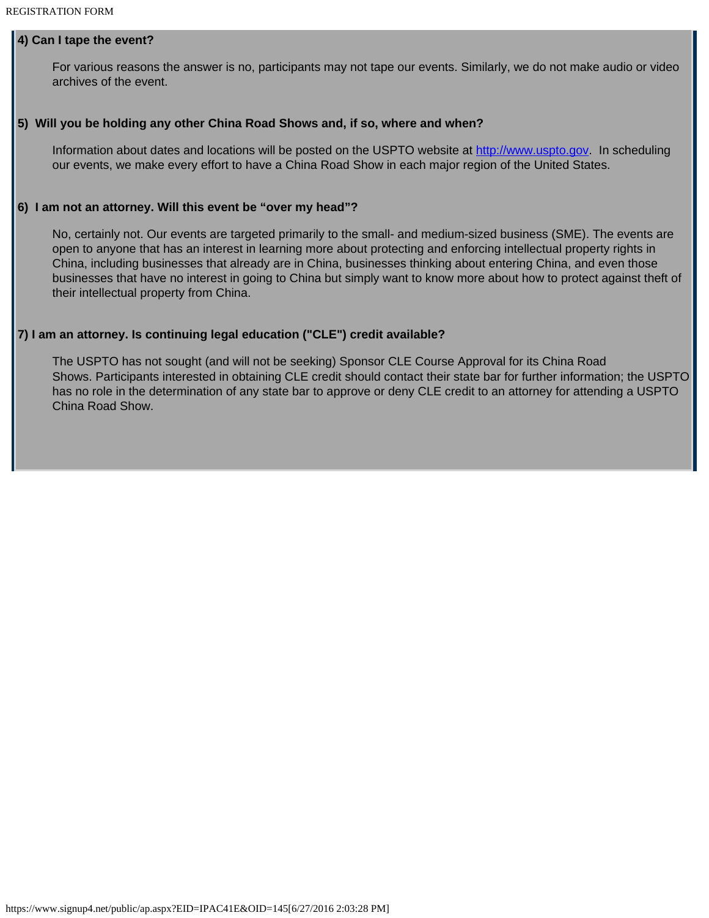**4) Can I tape the event?**

For various reasons the answer is no, participants may not tape our events. Similarly, we do not make audio or video archives of the event.

**5) Will you be holding any other China Road Shows and, if so, where and when?**

Information about dates and locations will be posted on the USPTO website at http://www.uspto.gov. In scheduling our events, we make every effort to have a China Road Show in each major region of the United States.

**6) I am not an attorney. Will this event be "over my head"?**

No, certainly not. Our events are targeted primarily to the small- and medium-sized business (SME). The events are open to anyone that has an interest in learning more about protecting and enforcing intellectual property rights in China, including businesses that already are in China, businesses thinking about entering China, and even those businesses that have no interest in going to China but simply want to know more about how to protect against theft of their intellectual property from China.

**7) I am an attorney. Is continuing legal education ("CLE") credit available?**

The USPTO has not sought (and will not be seeking) Sponsor CLE Course Approval for its China Road Shows. Participants interested in obtaining CLE credit should contact their state bar for further information; the USPTO has no role in the determination of any state bar to approve or deny CLE credit to an attorney for attending a USPTO China Road Show.